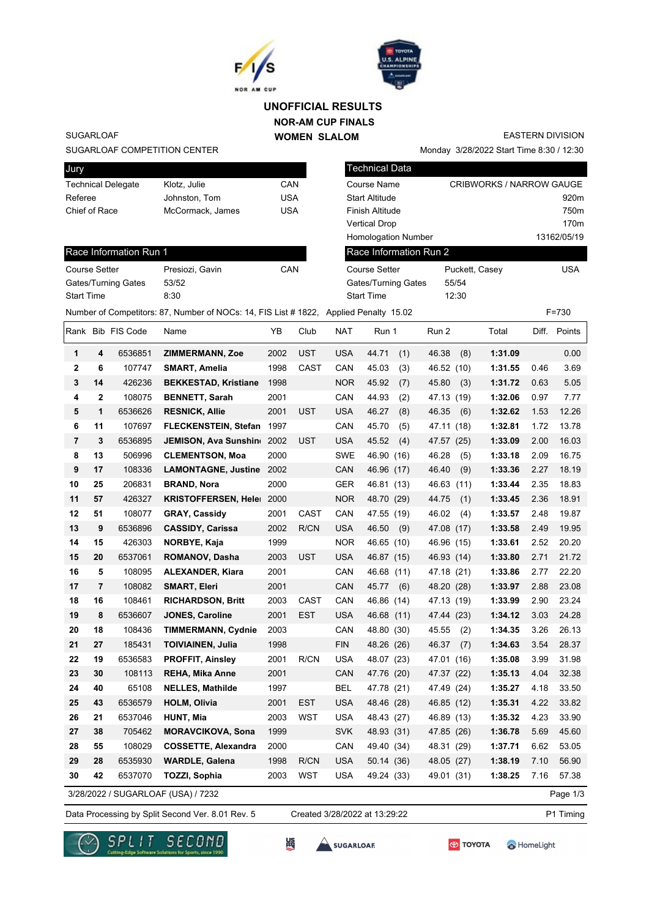# UNOFFICIAL RESULTS

## NOR-AM CUP FINALS

## WOMEN SLALOM

SUGARLOAF
SUGARLOAF COMPETITION CENTER

EASTERN DIVISION
Monday 3/28/2022 Start Time 8:30 / 12:30

| Jury | | |
|---|---|---|
| Technical Delegate | Klotz, Julie | CAN |
| Referee | Johnston, Tom | USA |
| Chief of Race | McCormack, James | USA |

| Technical Data | |
|---|---|
| Course Name | CRIBWORKS / NARROW GAUGE |
| Start Altitude | 920m |
| Finish Altitude | 750m |
| Vertical Drop | 170m |
| Homologation Number | 13162/05/19 |

| Race Information Run 1 | | |
|---|---|---|
| Course Setter | Presiozi, Gavin | CAN |
| Gates/Turning Gates | 53/52 | |
| Start Time | 8:30 | |

| Race Information Run 2 | | |
|---|---|---|
| Course Setter | Puckett, Casey | USA |
| Gates/Turning Gates | 55/54 | |
| Start Time | 12:30 | |

Number of Competitors: 87, Number of NOCs: 14, FIS List # 1822, Applied Penalty 15.02 F=730

| Rank | Bib | FIS Code | Name | YB | Club | NAT | Run 1 | | Run 2 | | Total | Diff. | Points |
|---|---|---|---|---|---|---|---|---|---|---|---|---|---|
| 1 | 4 | 6536851 | **ZIMMERMANN, Zoe** | 2002 | UST | USA | 44.71 | (1) | 46.38 | (8) | **1:31.09** | | 0.00 |
| 2 | 6 | 107747 | **SMART, Amelia** | 1998 | CAST | CAN | 45.03 | (3) | 46.52 | (10) | **1:31.55** | 0.46 | 3.69 |
| 3 | 14 | 426236 | **BEKKESTAD, Kristiane** | 1998 | | NOR | 45.92 | (7) | 45.80 | (3) | **1:31.72** | 0.63 | 5.05 |
| 4 | 2 | 108075 | **BENNETT, Sarah** | 2001 | | CAN | 44.93 | (2) | 47.13 | (19) | **1:32.06** | 0.97 | 7.77 |
| 5 | 1 | 6536626 | **RESNICK, Allie** | 2001 | UST | USA | 46.27 | (8) | 46.35 | (6) | **1:32.62** | 1.53 | 12.26 |
| 6 | 11 | 107697 | **FLECKENSTEIN, Stefan** | 1997 | | CAN | 45.70 | (5) | 47.11 | (18) | **1:32.81** | 1.72 | 13.78 |
| 7 | 3 | 6536895 | **JEMISON, Ava Sunshin** | 2002 | UST | USA | 45.52 | (4) | 47.57 | (25) | **1:33.09** | 2.00 | 16.03 |
| 8 | 13 | 506996 | **CLEMENTSON, Moa** | 2000 | | SWE | 46.90 | (16) | 46.28 | (5) | **1:33.18** | 2.09 | 16.75 |
| 9 | 17 | 108336 | **LAMONTAGNE, Justine** | 2002 | | CAN | 46.96 | (17) | 46.40 | (9) | **1:33.36** | 2.27 | 18.19 |
| 10 | 25 | 206831 | **BRAND, Nora** | 2000 | | GER | 46.81 | (13) | 46.63 | (11) | **1:33.44** | 2.35 | 18.83 |
| 11 | 57 | 426327 | **KRISTOFFERSEN, Helei** | 2000 | | NOR | 48.70 | (29) | 44.75 | (1) | **1:33.45** | 2.36 | 18.91 |
| 12 | 51 | 108077 | **GRAY, Cassidy** | 2001 | CAST | CAN | 47.55 | (19) | 46.02 | (4) | **1:33.57** | 2.48 | 19.87 |
| 13 | 9 | 6536896 | **CASSIDY, Carissa** | 2002 | R/CN | USA | 46.50 | (9) | 47.08 | (17) | **1:33.58** | 2.49 | 19.95 |
| 14 | 15 | 426303 | **NORBYE, Kaja** | 1999 | | NOR | 46.65 | (10) | 46.96 | (15) | **1:33.61** | 2.52 | 20.20 |
| 15 | 20 | 6537061 | **ROMANOV, Dasha** | 2003 | UST | USA | 46.87 | (15) | 46.93 | (14) | **1:33.80** | 2.71 | 21.72 |
| 16 | 5 | 108095 | **ALEXANDER, Kiara** | 2001 | | CAN | 46.68 | (11) | 47.18 | (21) | **1:33.86** | 2.77 | 22.20 |
| 17 | 7 | 108082 | **SMART, Eleri** | 2001 | | CAN | 45.77 | (6) | 48.20 | (28) | **1:33.97** | 2.88 | 23.08 |
| 18 | 16 | 108461 | **RICHARDSON, Britt** | 2003 | CAST | CAN | 46.86 | (14) | 47.13 | (19) | **1:33.99** | 2.90 | 23.24 |
| 19 | 8 | 6536607 | **JONES, Caroline** | 2001 | EST | USA | 46.68 | (11) | 47.44 | (23) | **1:34.12** | 3.03 | 24.28 |
| 20 | 18 | 108436 | **TIMMERMANN, Cydnie** | 2003 | | CAN | 48.80 | (30) | 45.55 | (2) | **1:34.35** | 3.26 | 26.13 |
| 21 | 27 | 185431 | **TOIVIAINEN, Julia** | 1998 | | FIN | 48.26 | (26) | 46.37 | (7) | **1:34.63** | 3.54 | 28.37 |
| 22 | 19 | 6536583 | **PROFFIT, Ainsley** | 2001 | R/CN | USA | 48.07 | (23) | 47.01 | (16) | **1:35.08** | 3.99 | 31.98 |
| 23 | 30 | 108113 | **REHA, Mika Anne** | 2001 | | CAN | 47.76 | (20) | 47.37 | (22) | **1:35.13** | 4.04 | 32.38 |
| 24 | 40 | 65108 | **NELLES, Mathilde** | 1997 | | BEL | 47.78 | (21) | 47.49 | (24) | **1:35.27** | 4.18 | 33.50 |
| 25 | 43 | 6536579 | **HOLM, Olivia** | 2001 | EST | USA | 48.46 | (28) | 46.85 | (12) | **1:35.31** | 4.22 | 33.82 |
| 26 | 21 | 6537046 | **HUNT, Mia** | 2003 | WST | USA | 48.43 | (27) | 46.89 | (13) | **1:35.32** | 4.23 | 33.90 |
| 27 | 38 | 705462 | **MORAVCIKOVA, Sona** | 1999 | | SVK | 48.93 | (31) | 47.85 | (26) | **1:36.78** | 5.69 | 45.60 |
| 28 | 55 | 108029 | **COSSETTE, Alexandra** | 2000 | | CAN | 49.40 | (34) | 48.31 | (29) | **1:37.71** | 6.62 | 53.05 |
| 29 | 28 | 6535930 | **WARDLE, Galena** | 1998 | R/CN | USA | 50.14 | (36) | 48.05 | (27) | **1:38.19** | 7.10 | 56.90 |
| 30 | 42 | 6537070 | **TOZZI, Sophia** | 2003 | WST | USA | 49.24 | (33) | 49.01 | (31) | **1:38.25** | 7.16 | 57.38 |

3/28/2022 / SUGARLOAF (USA) / 7232

Data Processing by Split Second Ver. 8.01 Rev. 5 Created 3/28/2022 at 13:29:22 P1 Timing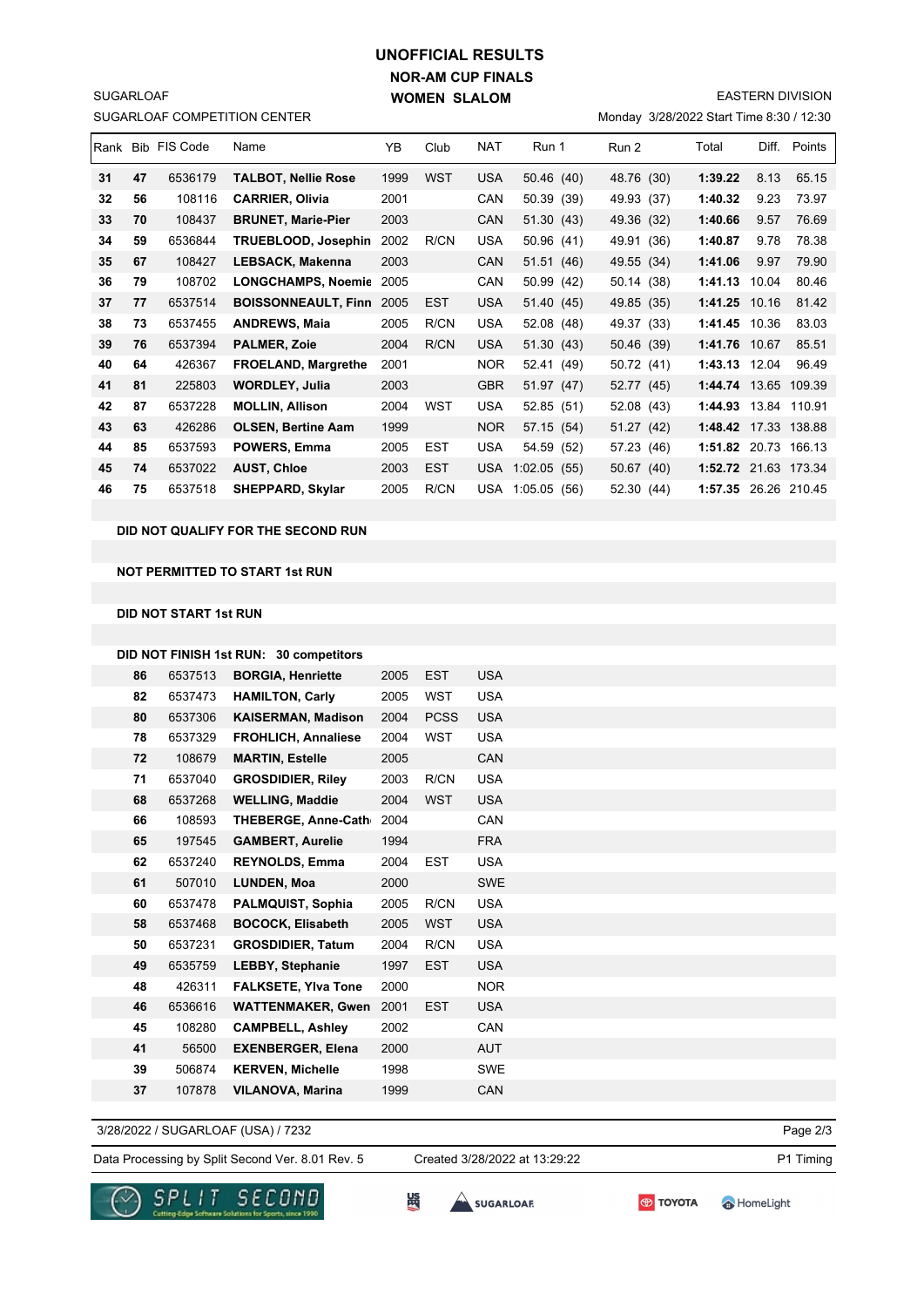# UNOFFICIAL RESULTS

## NOR-AM CUP FINALS

## WOMEN SLALOM

SUGARLOAF
SUGARLOAF COMPETITION CENTER

EASTERN DIVISION
Monday 3/28/2022 Start Time 8:30 / 12:30

| Rank | Bib | FIS Code | Name | YB | Club | NAT | Run 1 | Run 2 | Total | Diff. | Points |
|---|---|---|---|---|---|---|---|---|---|---|---|
| **31** | **47** | 6536179 | **TALBOT, Nellie Rose** | 1999 | WST | USA | 50.46 (40) | 48.76 (30) | **1:39.22** | 8.13 | 65.15 |
| **32** | **56** | 108116 | **CARRIER, Olivia** | 2001 | | CAN | 50.39 (39) | 49.93 (37) | **1:40.32** | 9.23 | 73.97 |
| **33** | **70** | 108437 | **BRUNET, Marie-Pier** | 2003 | | CAN | 51.30 (43) | 49.36 (32) | **1:40.66** | 9.57 | 76.69 |
| **34** | **59** | 6536844 | **TRUEBLOOD, Josephin** | 2002 | R/CN | USA | 50.96 (41) | 49.91 (36) | **1:40.87** | 9.78 | 78.38 |
| **35** | **67** | 108427 | **LEBSACK, Makenna** | 2003 | | CAN | 51.51 (46) | 49.55 (34) | **1:41.06** | 9.97 | 79.90 |
| **36** | **79** | 108702 | **LONGCHAMPS, Noemie** | 2005 | | CAN | 50.99 (42) | 50.14 (38) | **1:41.13** | 10.04 | 80.46 |
| **37** | **77** | 6537514 | **BOISSONNEAULT, Finn** | 2005 | EST | USA | 51.40 (45) | 49.85 (35) | **1:41.25** | 10.16 | 81.42 |
| **38** | **73** | 6537455 | **ANDREWS, Maia** | 2005 | R/CN | USA | 52.08 (48) | 49.37 (33) | **1:41.45** | 10.36 | 83.03 |
| **39** | **76** | 6537394 | **PALMER, Zoie** | 2004 | R/CN | USA | 51.30 (43) | 50.46 (39) | **1:41.76** | 10.67 | 85.51 |
| **40** | **64** | 426367 | **FROELAND, Margrethe** | 2001 | | NOR | 52.41 (49) | 50.72 (41) | **1:43.13** | 12.04 | 96.49 |
| **41** | **81** | 225803 | **WORDLEY, Julia** | 2003 | | GBR | 51.97 (47) | 52.77 (45) | **1:44.74** | 13.65 | 109.39 |
| **42** | **87** | 6537228 | **MOLLIN, Allison** | 2004 | WST | USA | 52.85 (51) | 52.08 (43) | **1:44.93** | 13.84 | 110.91 |
| **43** | **63** | 426286 | **OLSEN, Bertine Aam** | 1999 | | NOR | 57.15 (54) | 51.27 (42) | **1:48.42** | 17.33 | 138.88 |
| **44** | **85** | 6537593 | **POWERS, Emma** | 2005 | EST | USA | 54.59 (52) | 57.23 (46) | **1:51.82** | 20.73 | 166.13 |
| **45** | **74** | 6537022 | **AUST, Chloe** | 2003 | EST | USA | 1:02.05 (55) | 50.67 (40) | **1:52.72** | 21.63 | 173.34 |
| **46** | **75** | 6537518 | **SHEPPARD, Skylar** | 2005 | R/CN | USA | 1:05.05 (56) | 52.30 (44) | **1:57.35** | 26.26 | 210.45 |

**DID NOT QUALIFY FOR THE SECOND RUN**

**NOT PERMITTED TO START 1st RUN**

**DID NOT START 1st RUN**

**DID NOT FINISH 1st RUN: 30 competitors**

| Bib | FIS Code | Name | YB | Club | NAT |
|---|---|---|---|---|---|
| **86** | 6537513 | **BORGIA, Henriette** | 2005 | EST | USA |
| **82** | 6537473 | **HAMILTON, Carly** | 2005 | WST | USA |
| **80** | 6537306 | **KAISERMAN, Madison** | 2004 | PCSS | USA |
| **78** | 6537329 | **FROHLICH, Annaliese** | 2004 | WST | USA |
| **72** | 108679 | **MARTIN, Estelle** | 2005 | | CAN |
| **71** | 6537040 | **GROSDIDIER, Riley** | 2003 | R/CN | USA |
| **68** | 6537268 | **WELLING, Maddie** | 2004 | WST | USA |
| **66** | 108593 | **THEBERGE, Anne-Cath** | 2004 | | CAN |
| **65** | 197545 | **GAMBERT, Aurelie** | 1994 | | FRA |
| **62** | 6537240 | **REYNOLDS, Emma** | 2004 | EST | USA |
| **61** | 507010 | **LUNDEN, Moa** | 2000 | | SWE |
| **60** | 6537478 | **PALMQUIST, Sophia** | 2005 | R/CN | USA |
| **58** | 6537468 | **BOCOCK, Elisabeth** | 2005 | WST | USA |
| **50** | 6537231 | **GROSDIDIER, Tatum** | 2004 | R/CN | USA |
| **49** | 6535759 | **LEBBY, Stephanie** | 1997 | EST | USA |
| **48** | 426311 | **FALKSETE, Ylva Tone** | 2000 | | NOR |
| **46** | 6536616 | **WATTENMAKER, Gwen** | 2001 | EST | USA |
| **45** | 108280 | **CAMPBELL, Ashley** | 2002 | | CAN |
| **41** | 56500 | **EXENBERGER, Elena** | 2000 | | AUT |
| **39** | 506874 | **KERVEN, Michelle** | 1998 | | SWE |
| **37** | 107878 | **VILANOVA, Marina** | 1999 | | CAN |

3/28/2022 / SUGARLOAF (USA) / 7232

Data Processing by Split Second Ver. 8.01 Rev. 5 — Created 3/28/2022 at 13:29:22 — P1 Timing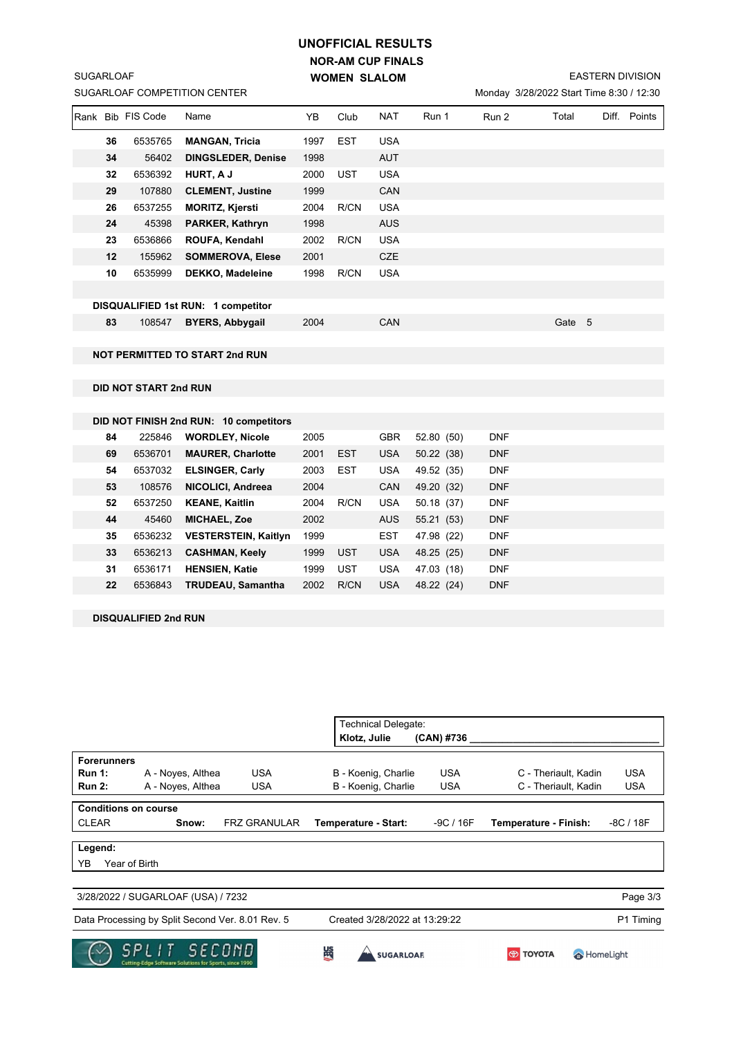# UNOFFICIAL RESULTS

## NOR-AM CUP FINALS

## WOMEN SLALOM

SUGARLOAF
SUGARLOAF COMPETITION CENTER

EASTERN DIVISION
Monday 3/28/2022 Start Time 8:30 / 12:30

| Rank | Bib | FIS Code | Name | YB | Club | NAT | Run 1 | Run 2 | Total | Diff. | Points |
|---|---|---|---|---|---|---|---|---|---|---|---|
| | 36 | 6535765 | **MANGAN, Tricia** | 1997 | EST | USA | | | | | |
| | 34 | 56402 | **DINGSLEDER, Denise** | 1998 | | AUT | | | | | |
| | 32 | 6536392 | **HURT, A J** | 2000 | UST | USA | | | | | |
| | 29 | 107880 | **CLEMENT, Justine** | 1999 | | CAN | | | | | |
| | 26 | 6537255 | **MORITZ, Kjersti** | 2004 | R/CN | USA | | | | | |
| | 24 | 45398 | **PARKER, Kathryn** | 1998 | | AUS | | | | | |
| | 23 | 6536866 | **ROUFA, Kendahl** | 2002 | R/CN | USA | | | | | |
| | 12 | 155962 | **SOMMEROVA, Elese** | 2001 | | CZE | | | | | |
| | 10 | 6535999 | **DEKKO, Madeleine** | 1998 | R/CN | USA | | | | | |

**DISQUALIFIED 1st RUN: 1 competitor**

| Rank | Bib | FIS Code | Name | YB | Club | NAT | Run 1 | Run 2 | Total | Diff. | Points |
|---|---|---|---|---|---|---|---|---|---|---|---|
| | 83 | 108547 | **BYERS, Abbygail** | 2004 | | CAN | | | Gate 5 | | |

**NOT PERMITTED TO START 2nd RUN**

**DID NOT START 2nd RUN**

**DID NOT FINISH 2nd RUN: 10 competitors**

| Rank | Bib | FIS Code | Name | YB | Club | NAT | Run 1 | Run 2 | Total | Diff. | Points |
|---|---|---|---|---|---|---|---|---|---|---|---|
| | 84 | 225846 | **WORDLEY, Nicole** | 2005 | | GBR | 52.80 (50) | DNF | | | |
| | 69 | 6536701 | **MAURER, Charlotte** | 2001 | EST | USA | 50.22 (38) | DNF | | | |
| | 54 | 6537032 | **ELSINGER, Carly** | 2003 | EST | USA | 49.52 (35) | DNF | | | |
| | 53 | 108576 | **NICOLICI, Andreea** | 2004 | | CAN | 49.20 (32) | DNF | | | |
| | 52 | 6537250 | **KEANE, Kaitlin** | 2004 | R/CN | USA | 50.18 (37) | DNF | | | |
| | 44 | 45460 | **MICHAEL, Zoe** | 2002 | | AUS | 55.21 (53) | DNF | | | |
| | 35 | 6536232 | **VESTERSTEIN, Kaitlyn** | 1999 | | EST | 47.98 (22) | DNF | | | |
| | 33 | 6536213 | **CASHMAN, Keely** | 1999 | UST | USA | 48.25 (25) | DNF | | | |
| | 31 | 6536171 | **HENSIEN, Katie** | 1999 | UST | USA | 47.03 (18) | DNF | | | |
| | 22 | 6536843 | **TRUDEAU, Samantha** | 2002 | R/CN | USA | 48.22 (24) | DNF | | | |

**DISQUALIFIED 2nd RUN**

Technical Delegate:
**Klotz, Julie (CAN) #736**

**Forerunners**

| | | | | | | |
|---|---|---|---|---|---|---|
| **Run 1:** | A - Noyes, Althea | USA | B - Koenig, Charlie | USA | C - Theriault, Kadin | USA |
| **Run 2:** | A - Noyes, Althea | USA | B - Koenig, Charlie | USA | C - Theriault, Kadin | USA |

**Conditions on course**

CLEAR **Snow:** FRZ GRANULAR **Temperature - Start:** -9C / 16F **Temperature - Finish:** -8C / 18F

**Legend:**
YB Year of Birth

3/28/2022 / SUGARLOAF (USA) / 7232

Data Processing by Split Second Ver. 8.01 Rev. 5 Created 3/28/2022 at 13:29:22 P1 Timing